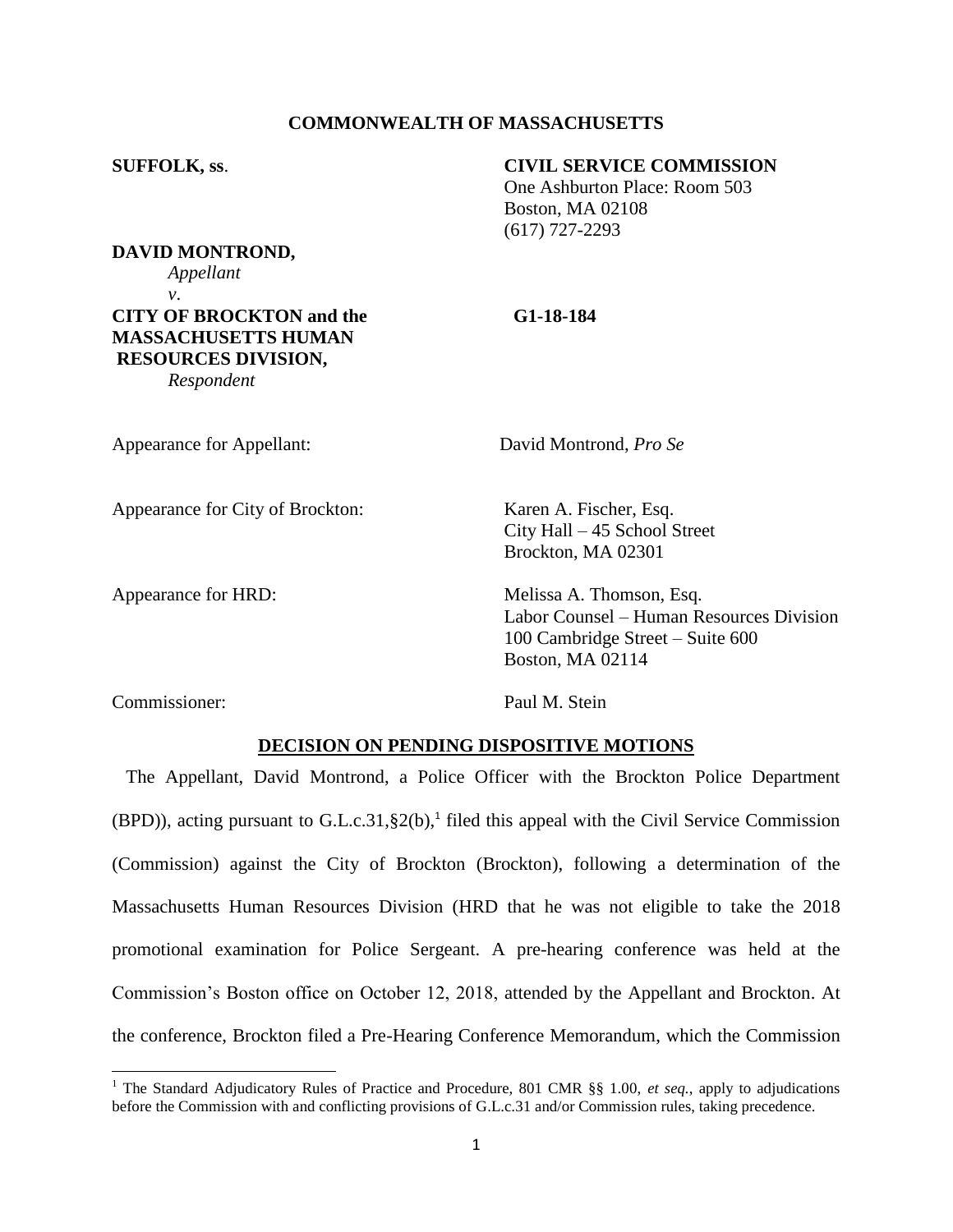**COMMONWEALTH OF MASSACHUSETTS**

**SUFFOLK, ss**.

**CIVIL SERVICE COMMISSION**
One Ashburton Place: Room 503
Boston, MA 02108
(617) 727-2293

**DAVID MONTROND,**
*Appellant*
*v*.
**CITY OF BROCKTON and the MASSACHUSETTS HUMAN RESOURCES DIVISION,**
*Respondent*

**G1-18-184**

Appearance for Appellant: David Montrond, *Pro Se*

Appearance for City of Brockton: Karen A. Fischer, Esq.
City Hall – 45 School Street
Brockton, MA 02301

Appearance for HRD: Melissa A. Thomson, Esq.
Labor Counsel – Human Resources Division
100 Cambridge Street – Suite 600
Boston, MA 02114

Commissioner: Paul M. Stein

**DECISION ON PENDING DISPOSITIVE MOTIONS**

The Appellant, David Montrond, a Police Officer with the Brockton Police Department (BPD)), acting pursuant to G.L.c.31,§2(b),[1] filed this appeal with the Civil Service Commission (Commission) against the City of Brockton (Brockton), following a determination of the Massachusetts Human Resources Division (HRD that he was not eligible to take the 2018 promotional examination for Police Sergeant. A pre-hearing conference was held at the Commission's Boston office on October 12, 2018, attended by the Appellant and Brockton. At the conference, Brockton filed a Pre-Hearing Conference Memorandum, which the Commission

[1] The Standard Adjudicatory Rules of Practice and Procedure, 801 CMR §§ 1.00, *et seq.*, apply to adjudications before the Commission with and conflicting provisions of G.L.c.31 and/or Commission rules, taking precedence.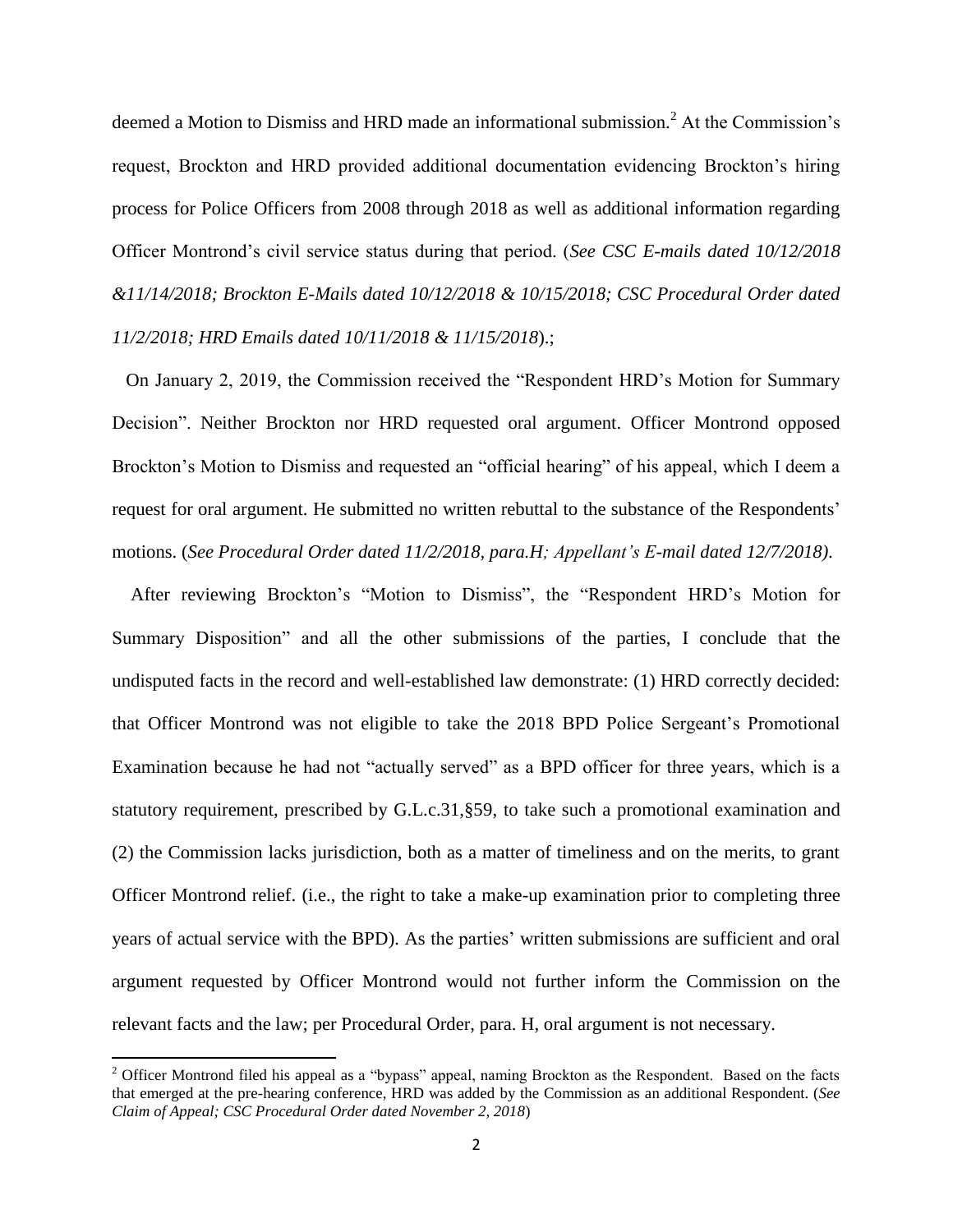deemed a Motion to Dismiss and HRD made an informational submission.[2] At the Commission's request, Brockton and HRD provided additional documentation evidencing Brockton's hiring process for Police Officers from 2008 through 2018 as well as additional information regarding Officer Montrond's civil service status during that period. (*See CSC E-mails dated 10/12/2018 &11/14/2018; Brockton E-Mails dated 10/12/2018 & 10/15/2018; CSC Procedural Order dated 11/2/2018; HRD Emails dated 10/11/2018 & 11/15/2018*).;

On January 2, 2019, the Commission received the "Respondent HRD's Motion for Summary Decision". Neither Brockton nor HRD requested oral argument. Officer Montrond opposed Brockton's Motion to Dismiss and requested an "official hearing" of his appeal, which I deem a request for oral argument. He submitted no written rebuttal to the substance of the Respondents' motions. (*See Procedural Order dated 11/2/2018, para.H; Appellant's E-mail dated 12/7/2018)*.

After reviewing Brockton's "Motion to Dismiss", the "Respondent HRD's Motion for Summary Disposition" and all the other submissions of the parties, I conclude that the undisputed facts in the record and well-established law demonstrate: (1) HRD correctly decided: that Officer Montrond was not eligible to take the 2018 BPD Police Sergeant's Promotional Examination because he had not "actually served" as a BPD officer for three years, which is a statutory requirement, prescribed by G.L.c.31,§59, to take such a promotional examination and (2) the Commission lacks jurisdiction, both as a matter of timeliness and on the merits, to grant Officer Montrond relief. (i.e., the right to take a make-up examination prior to completing three years of actual service with the BPD). As the parties' written submissions are sufficient and oral argument requested by Officer Montrond would not further inform the Commission on the relevant facts and the law; per Procedural Order, para. H, oral argument is not necessary.

[2] Officer Montrond filed his appeal as a "bypass" appeal, naming Brockton as the Respondent. Based on the facts that emerged at the pre-hearing conference, HRD was added by the Commission as an additional Respondent. (*See Claim of Appeal; CSC Procedural Order dated November 2, 2018*)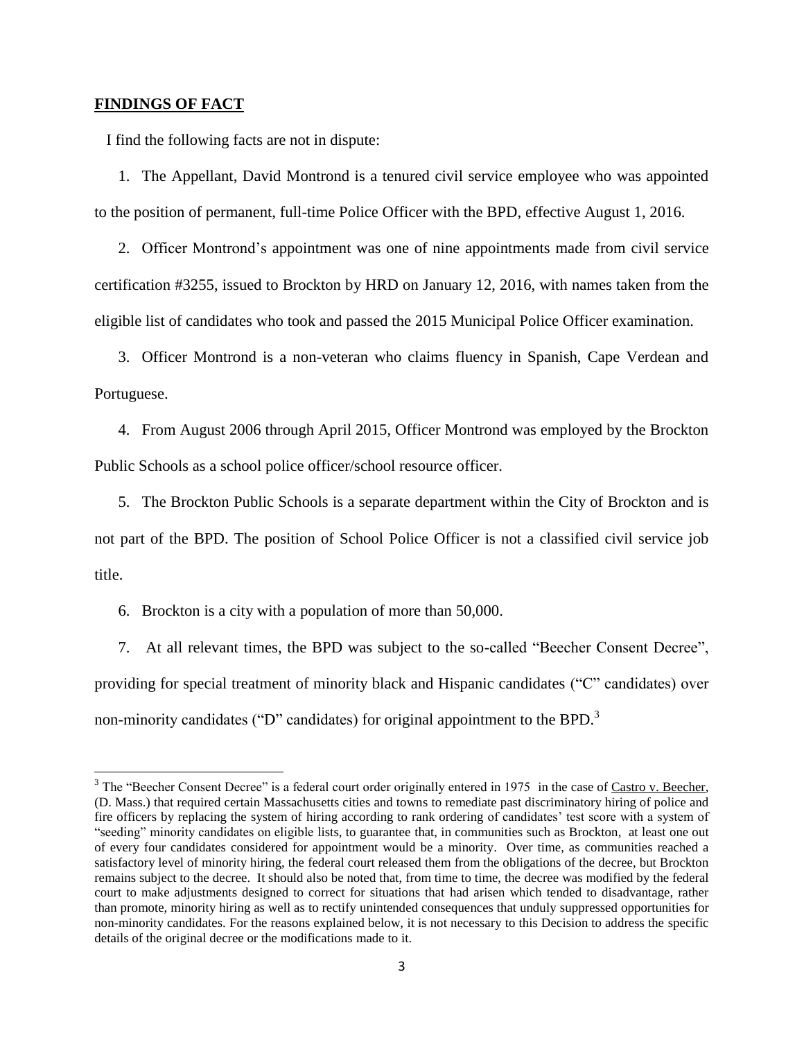## **FINDINGS OF FACT**

I find the following facts are not in dispute:

1. The Appellant, David Montrond is a tenured civil service employee who was appointed to the position of permanent, full-time Police Officer with the BPD, effective August 1, 2016.

2. Officer Montrond's appointment was one of nine appointments made from civil service certification #3255, issued to Brockton by HRD on January 12, 2016, with names taken from the eligible list of candidates who took and passed the 2015 Municipal Police Officer examination.

3. Officer Montrond is a non-veteran who claims fluency in Spanish, Cape Verdean and Portuguese.

4. From August 2006 through April 2015, Officer Montrond was employed by the Brockton Public Schools as a school police officer/school resource officer.

5. The Brockton Public Schools is a separate department within the City of Brockton and is not part of the BPD. The position of School Police Officer is not a classified civil service job title.

6. Brockton is a city with a population of more than 50,000.

7. At all relevant times, the BPD was subject to the so-called "Beecher Consent Decree", providing for special treatment of minority black and Hispanic candidates ("C" candidates) over non-minority candidates ("D" candidates) for original appointment to the BPD.[3]

---

[3] The "Beecher Consent Decree" is a federal court order originally entered in 1975 in the case of Castro v. Beecher, (D. Mass.) that required certain Massachusetts cities and towns to remediate past discriminatory hiring of police and fire officers by replacing the system of hiring according to rank ordering of candidates' test score with a system of "seeding" minority candidates on eligible lists, to guarantee that, in communities such as Brockton, at least one out of every four candidates considered for appointment would be a minority. Over time, as communities reached a satisfactory level of minority hiring, the federal court released them from the obligations of the decree, but Brockton remains subject to the decree. It should also be noted that, from time to time, the decree was modified by the federal court to make adjustments designed to correct for situations that had arisen which tended to disadvantage, rather than promote, minority hiring as well as to rectify unintended consequences that unduly suppressed opportunities for non-minority candidates. For the reasons explained below, it is not necessary to this Decision to address the specific details of the original decree or the modifications made to it.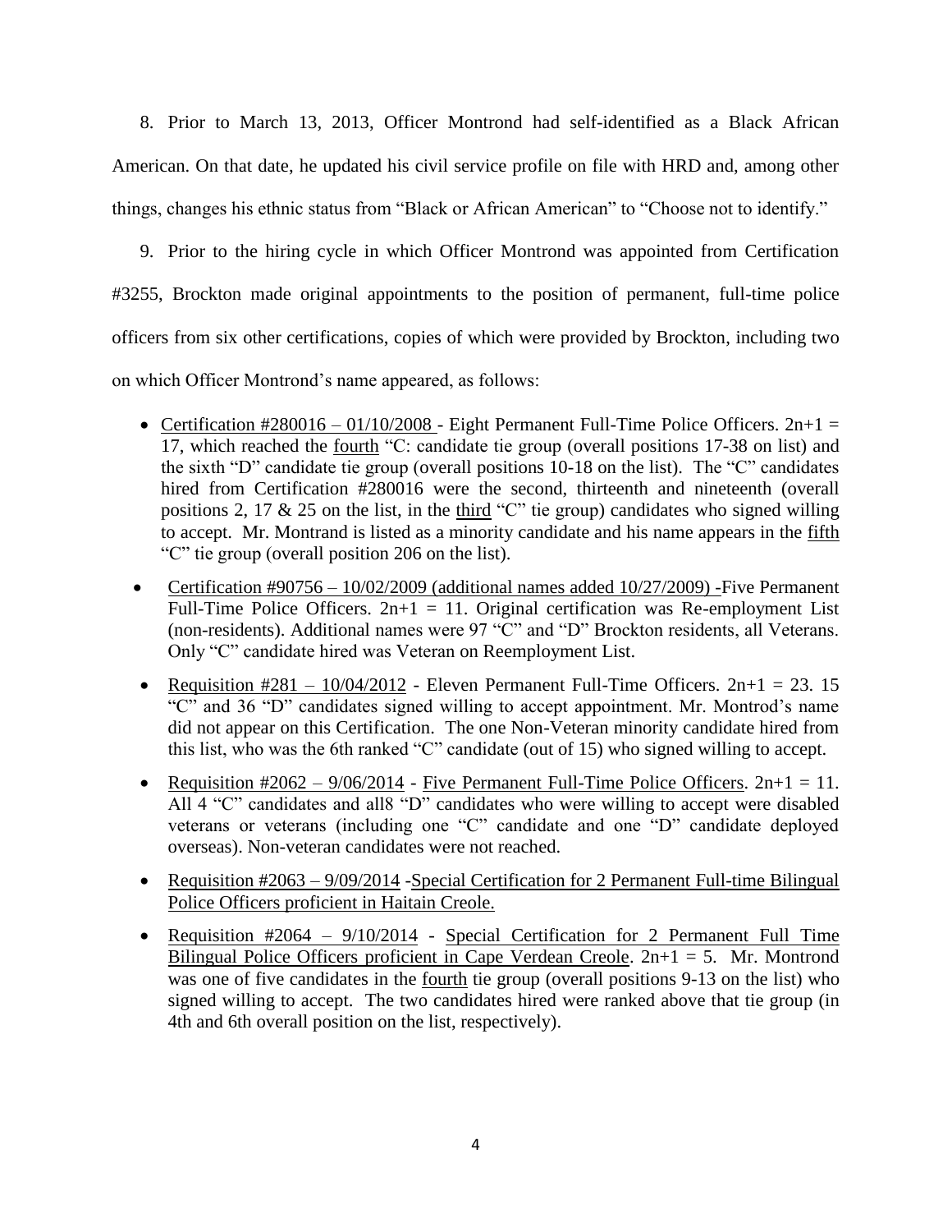8. Prior to March 13, 2013, Officer Montrond had self-identified as a Black African American. On that date, he updated his civil service profile on file with HRD and, among other things, changes his ethnic status from "Black or African American" to "Choose not to identify."

9. Prior to the hiring cycle in which Officer Montrond was appointed from Certification #3255, Brockton made original appointments to the position of permanent, full-time police officers from six other certifications, copies of which were provided by Brockton, including two on which Officer Montrond's name appeared, as follows:

- <u>Certification #280016 – 01/10/2008</u> - Eight Permanent Full-Time Police Officers. 2n+1 = 17, which reached the <u>fourth</u> "C: candidate tie group (overall positions 17-38 on list) and the sixth "D" candidate tie group (overall positions 10-18 on the list). The "C" candidates hired from Certification #280016 were the second, thirteenth and nineteenth (overall positions 2, 17 & 25 on the list, in the <u>third</u> "C" tie group) candidates who signed willing to accept. Mr. Montrand is listed as a minority candidate and his name appears in the <u>fifth</u> "C" tie group (overall position 206 on the list).
- <u>Certification #90756 – 10/02/2009 (additional names added 10/27/2009)</u> -Five Permanent Full-Time Police Officers. 2n+1 = 11. Original certification was Re-employment List (non-residents). Additional names were 97 "C" and "D" Brockton residents, all Veterans. Only "C" candidate hired was Veteran on Reemployment List.
- <u>Requisition #281 – 10/04/2012</u> - Eleven Permanent Full-Time Officers. 2n+1 = 23. 15 "C" and 36 "D" candidates signed willing to accept appointment. Mr. Montrod's name did not appear on this Certification. The one Non-Veteran minority candidate hired from this list, who was the 6th ranked "C" candidate (out of 15) who signed willing to accept.
- <u>Requisition #2062 – 9/06/2014</u> - <u>Five Permanent Full-Time Police Officers</u>. 2n+1 = 11. All 4 "C" candidates and all8 "D" candidates who were willing to accept were disabled veterans or veterans (including one "C" candidate and one "D" candidate deployed overseas). Non-veteran candidates were not reached.
- <u>Requisition #2063 – 9/09/2014</u> -<u>Special Certification for 2 Permanent Full-time Bilingual Police Officers proficient in Haitain Creole.</u>
- <u>Requisition #2064 – 9/10/2014</u> - <u>Special Certification for 2 Permanent Full Time Bilingual Police Officers proficient in Cape Verdean Creole</u>. 2n+1 = 5. Mr. Montrond was one of five candidates in the <u>fourth</u> tie group (overall positions 9-13 on the list) who signed willing to accept. The two candidates hired were ranked above that tie group (in 4th and 6th overall position on the list, respectively).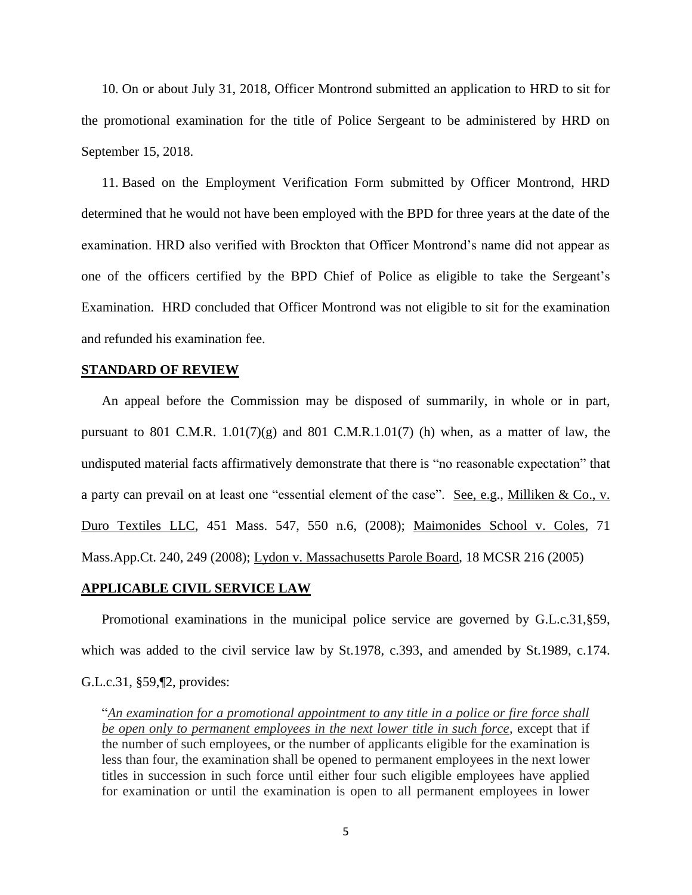10. On or about July 31, 2018, Officer Montrond submitted an application to HRD to sit for the promotional examination for the title of Police Sergeant to be administered by HRD on September 15, 2018.

11. Based on the Employment Verification Form submitted by Officer Montrond, HRD determined that he would not have been employed with the BPD for three years at the date of the examination. HRD also verified with Brockton that Officer Montrond's name did not appear as one of the officers certified by the BPD Chief of Police as eligible to take the Sergeant's Examination. HRD concluded that Officer Montrond was not eligible to sit for the examination and refunded his examination fee.

## STANDARD OF REVIEW

An appeal before the Commission may be disposed of summarily, in whole or in part, pursuant to 801 C.M.R. 1.01(7)(g) and 801 C.M.R.1.01(7) (h) when, as a matter of law, the undisputed material facts affirmatively demonstrate that there is "no reasonable expectation" that a party can prevail on at least one "essential element of the case". See, e.g., Milliken & Co., v. Duro Textiles LLC, 451 Mass. 547, 550 n.6, (2008); Maimonides School v. Coles, 71 Mass.App.Ct. 240, 249 (2008); Lydon v. Massachusetts Parole Board, 18 MCSR 216 (2005)

## APPLICABLE CIVIL SERVICE LAW

Promotional examinations in the municipal police service are governed by G.L.c.31,§59, which was added to the civil service law by St.1978, c.393, and amended by St.1989, c.174. G.L.c.31, §59,¶2, provides:

> "*An examination for a promotional appointment to any title in a police or fire force shall be open only to permanent employees in the next lower title in such force*, except that if the number of such employees, or the number of applicants eligible for the examination is less than four, the examination shall be opened to permanent employees in the next lower titles in succession in such force until either four such eligible employees have applied for examination or until the examination is open to all permanent employees in lower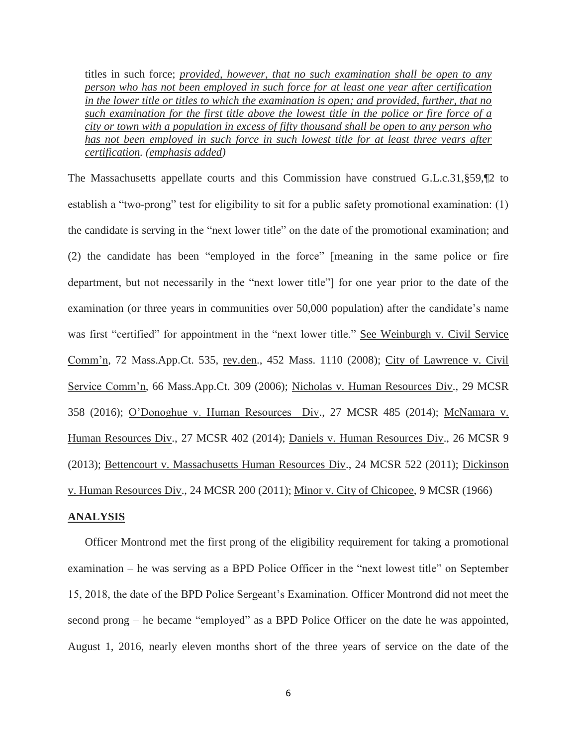titles in such force; *provided, however, that no such examination shall be open to any person who has not been employed in such force for at least one year after certification in the lower title or titles to which the examination is open; and provided, further, that no such examination for the first title above the lowest title in the police or fire force of a city or town with a population in excess of fifty thousand shall be open to any person who has not been employed in such force in such lowest title for at least three years after certification. (emphasis added)*

The Massachusetts appellate courts and this Commission have construed G.L.c.31,§59,¶2 to establish a "two-prong" test for eligibility to sit for a public safety promotional examination: (1) the candidate is serving in the "next lower title" on the date of the promotional examination; and (2) the candidate has been "employed in the force" [meaning in the same police or fire department, but not necessarily in the "next lower title"] for one year prior to the date of the examination (or three years in communities over 50,000 population) after the candidate's name was first "certified" for appointment in the "next lower title." See Weinburgh v. Civil Service Comm'n, 72 Mass.App.Ct. 535, rev.den., 452 Mass. 1110 (2008); City of Lawrence v. Civil Service Comm'n, 66 Mass.App.Ct. 309 (2006); Nicholas v. Human Resources Div., 29 MCSR 358 (2016); O'Donoghue v. Human Resources Div., 27 MCSR 485 (2014); McNamara v. Human Resources Div., 27 MCSR 402 (2014); Daniels v. Human Resources Div., 26 MCSR 9 (2013); Bettencourt v. Massachusetts Human Resources Div., 24 MCSR 522 (2011); Dickinson v. Human Resources Div., 24 MCSR 200 (2011); Minor v. City of Chicopee, 9 MCSR (1966)

## ANALYSIS

Officer Montrond met the first prong of the eligibility requirement for taking a promotional examination – he was serving as a BPD Police Officer in the "next lowest title" on September 15, 2018, the date of the BPD Police Sergeant's Examination. Officer Montrond did not meet the second prong – he became "employed" as a BPD Police Officer on the date he was appointed, August 1, 2016, nearly eleven months short of the three years of service on the date of the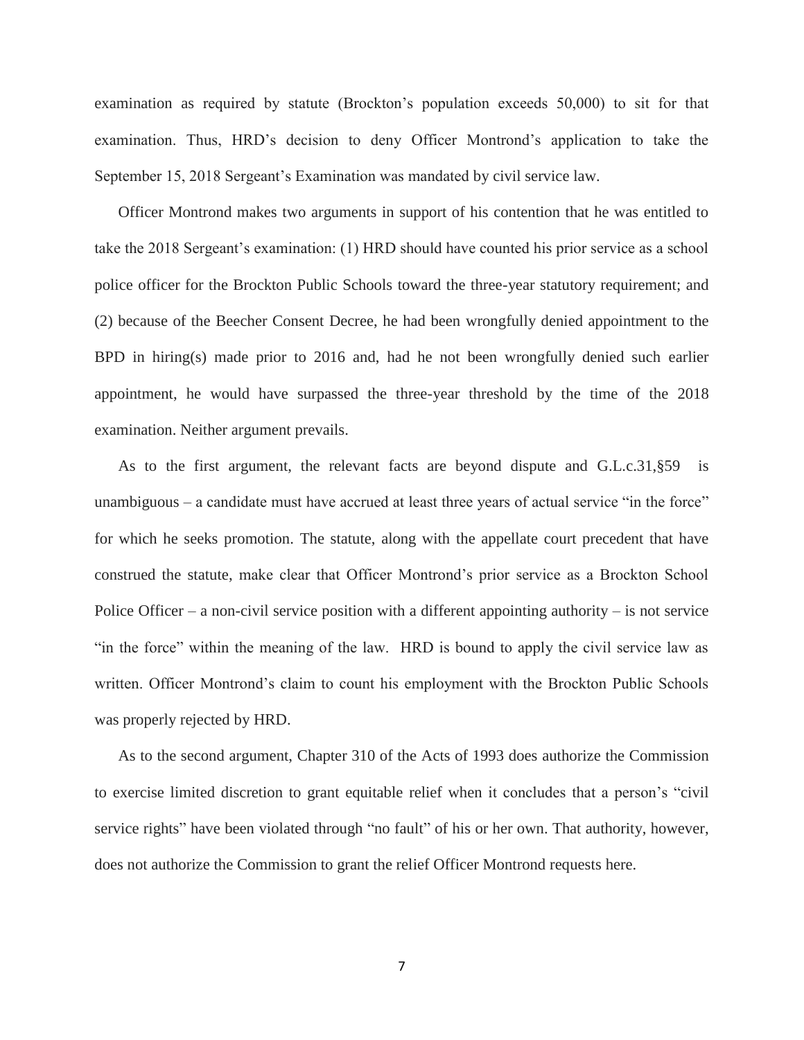examination as required by statute (Brockton's population exceeds 50,000) to sit for that examination. Thus, HRD's decision to deny Officer Montrond's application to take the September 15, 2018 Sergeant's Examination was mandated by civil service law.

Officer Montrond makes two arguments in support of his contention that he was entitled to take the 2018 Sergeant's examination: (1) HRD should have counted his prior service as a school police officer for the Brockton Public Schools toward the three-year statutory requirement; and (2) because of the Beecher Consent Decree, he had been wrongfully denied appointment to the BPD in hiring(s) made prior to 2016 and, had he not been wrongfully denied such earlier appointment, he would have surpassed the three-year threshold by the time of the 2018 examination. Neither argument prevails.

As to the first argument, the relevant facts are beyond dispute and G.L.c.31,§59 is unambiguous – a candidate must have accrued at least three years of actual service "in the force" for which he seeks promotion. The statute, along with the appellate court precedent that have construed the statute, make clear that Officer Montrond's prior service as a Brockton School Police Officer – a non-civil service position with a different appointing authority – is not service "in the force" within the meaning of the law. HRD is bound to apply the civil service law as written. Officer Montrond's claim to count his employment with the Brockton Public Schools was properly rejected by HRD.

As to the second argument, Chapter 310 of the Acts of 1993 does authorize the Commission to exercise limited discretion to grant equitable relief when it concludes that a person's "civil service rights" have been violated through "no fault" of his or her own. That authority, however, does not authorize the Commission to grant the relief Officer Montrond requests here.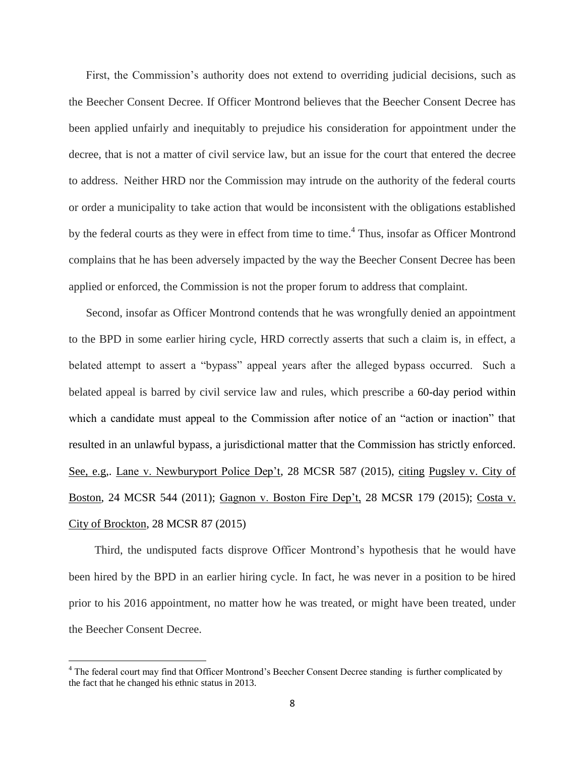First, the Commission's authority does not extend to overriding judicial decisions, such as the Beecher Consent Decree. If Officer Montrond believes that the Beecher Consent Decree has been applied unfairly and inequitably to prejudice his consideration for appointment under the decree, that is not a matter of civil service law, but an issue for the court that entered the decree to address. Neither HRD nor the Commission may intrude on the authority of the federal courts or order a municipality to take action that would be inconsistent with the obligations established by the federal courts as they were in effect from time to time.[4] Thus, insofar as Officer Montrond complains that he has been adversely impacted by the way the Beecher Consent Decree has been applied or enforced, the Commission is not the proper forum to address that complaint.

Second, insofar as Officer Montrond contends that he was wrongfully denied an appointment to the BPD in some earlier hiring cycle, HRD correctly asserts that such a claim is, in effect, a belated attempt to assert a "bypass" appeal years after the alleged bypass occurred. Such a belated appeal is barred by civil service law and rules, which prescribe a 60-day period within which a candidate must appeal to the Commission after notice of an "action or inaction" that resulted in an unlawful bypass, a jurisdictional matter that the Commission has strictly enforced. See, e.g,. Lane v. Newburyport Police Dep't, 28 MCSR 587 (2015), citing Pugsley v. City of Boston, 24 MCSR 544 (2011); Gagnon v. Boston Fire Dep't, 28 MCSR 179 (2015); Costa v. City of Brockton, 28 MCSR 87 (2015)

Third, the undisputed facts disprove Officer Montrond's hypothesis that he would have been hired by the BPD in an earlier hiring cycle. In fact, he was never in a position to be hired prior to his 2016 appointment, no matter how he was treated, or might have been treated, under the Beecher Consent Decree.

---

[4] The federal court may find that Officer Montrond's Beecher Consent Decree standing is further complicated by the fact that he changed his ethnic status in 2013.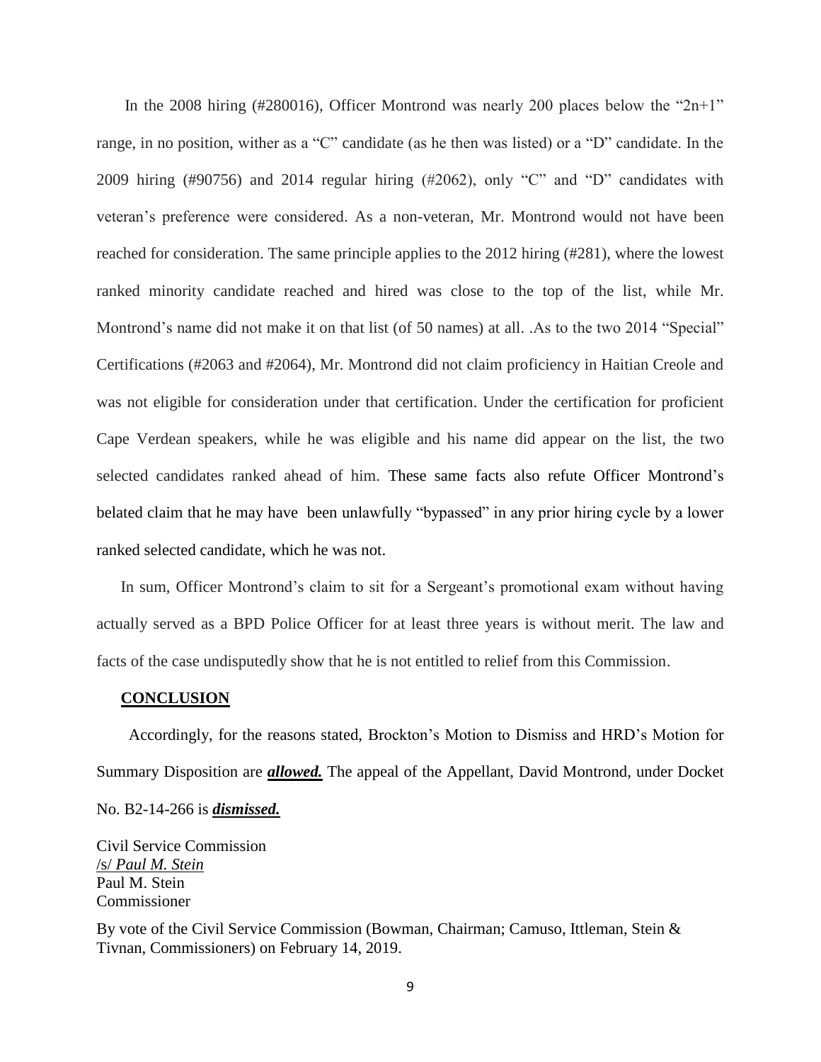In the 2008 hiring (#280016), Officer Montrond was nearly 200 places below the "2n+1" range, in no position, wither as a "C" candidate (as he then was listed) or a "D" candidate. In the 2009 hiring (#90756) and 2014 regular hiring (#2062), only "C" and "D" candidates with veteran's preference were considered. As a non-veteran, Mr. Montrond would not have been reached for consideration. The same principle applies to the 2012 hiring (#281), where the lowest ranked minority candidate reached and hired was close to the top of the list, while Mr. Montrond's name did not make it on that list (of 50 names) at all. .As to the two 2014 "Special" Certifications (#2063 and #2064), Mr. Montrond did not claim proficiency in Haitian Creole and was not eligible for consideration under that certification. Under the certification for proficient Cape Verdean speakers, while he was eligible and his name did appear on the list, the two selected candidates ranked ahead of him. These same facts also refute Officer Montrond's belated claim that he may have been unlawfully "bypassed" in any prior hiring cycle by a lower ranked selected candidate, which he was not.

In sum, Officer Montrond's claim to sit for a Sergeant's promotional exam without having actually served as a BPD Police Officer for at least three years is without merit. The law and facts of the case undisputedly show that he is not entitled to relief from this Commission.

**CONCLUSION**

Accordingly, for the reasons stated, Brockton's Motion to Dismiss and HRD's Motion for Summary Disposition are ***allowed.*** The appeal of the Appellant, David Montrond, under Docket No. B2-14-266 is ***dismissed.***

Civil Service Commission
/s/ *Paul M. Stein*
Paul M. Stein
Commissioner

By vote of the Civil Service Commission (Bowman, Chairman; Camuso, Ittleman, Stein & Tivnan, Commissioners) on February 14, 2019.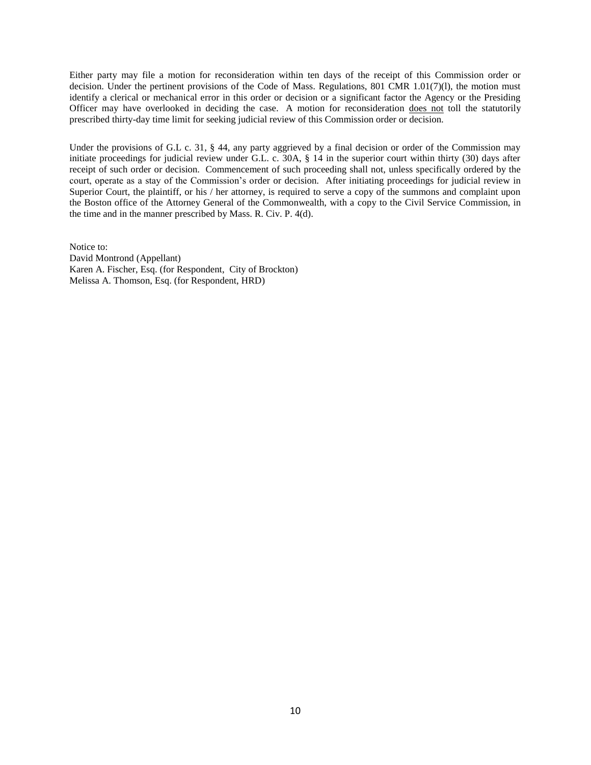Either party may file a motion for reconsideration within ten days of the receipt of this Commission order or decision. Under the pertinent provisions of the Code of Mass. Regulations, 801 CMR 1.01(7)(l), the motion must identify a clerical or mechanical error in this order or decision or a significant factor the Agency or the Presiding Officer may have overlooked in deciding the case. A motion for reconsideration does not toll the statutorily prescribed thirty-day time limit for seeking judicial review of this Commission order or decision.

Under the provisions of G.L c. 31, § 44, any party aggrieved by a final decision or order of the Commission may initiate proceedings for judicial review under G.L. c. 30A, § 14 in the superior court within thirty (30) days after receipt of such order or decision. Commencement of such proceeding shall not, unless specifically ordered by the court, operate as a stay of the Commission's order or decision. After initiating proceedings for judicial review in Superior Court, the plaintiff, or his / her attorney, is required to serve a copy of the summons and complaint upon the Boston office of the Attorney General of the Commonwealth, with a copy to the Civil Service Commission, in the time and in the manner prescribed by Mass. R. Civ. P. 4(d).

Notice to:
David Montrond (Appellant)
Karen A. Fischer, Esq. (for Respondent, City of Brockton)
Melissa A. Thomson, Esq. (for Respondent, HRD)